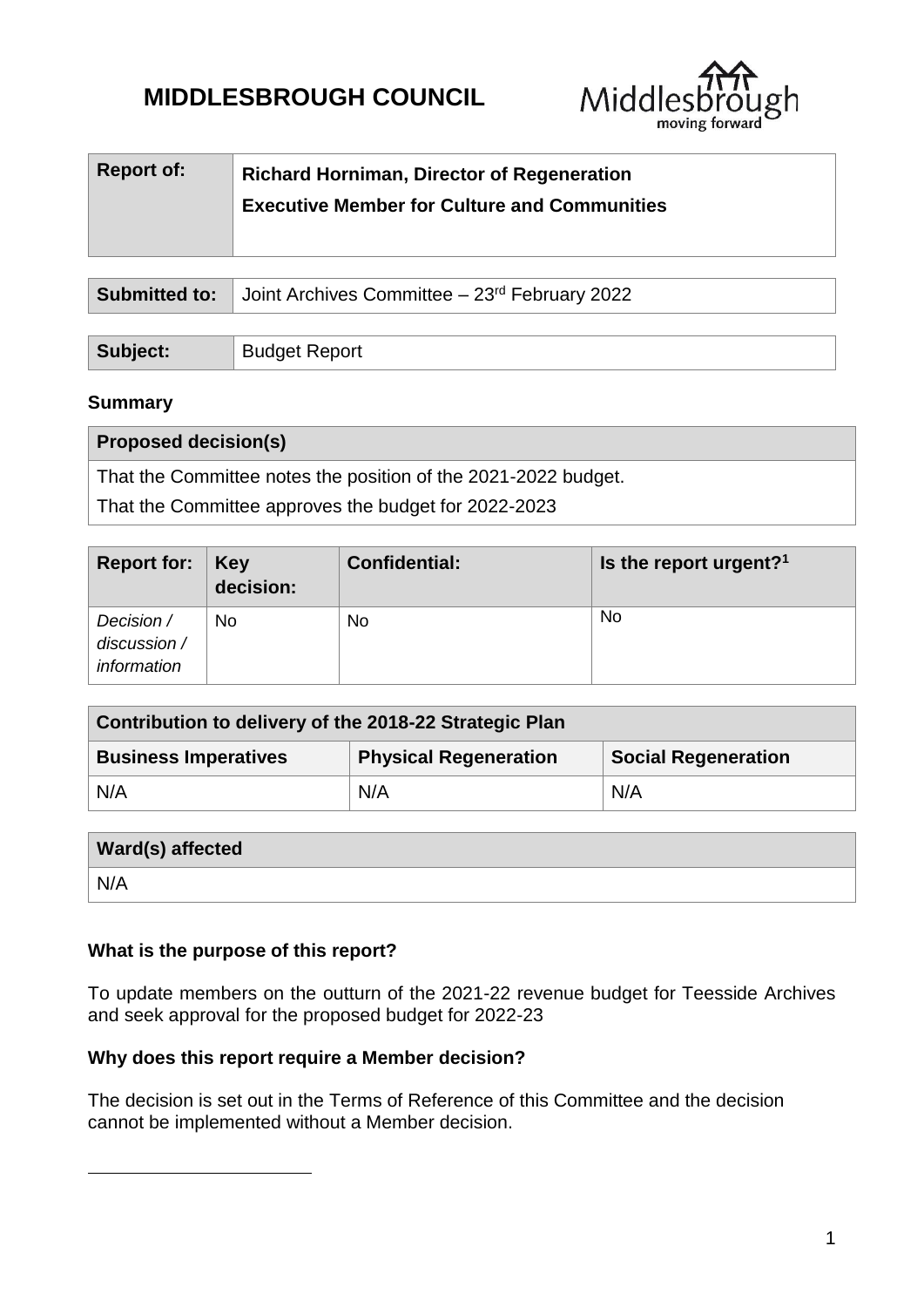# MIDDLESBROUGH COUNCIL

| Report of: | Richard Horniman, Director of Regeneration<br>Executive Member for Culture and Communities |
|---|---|

| Submitted to: | Joint Archives Committee – 23rd February 2022 |
|---|---|

| Subject: | Budget Report |
|---|---|

**Summary**

| Proposed decision(s) |
|---|
| That the Committee notes the position of the 2021-2022 budget.<br>That the Committee approves the budget for 2022-2023 |

| Report for: | Key decision: | Confidential: | Is the report urgent?[1] |
|---|---|---|---|
| *Decision / discussion / information* | No | No | No |

| Contribution to delivery of the 2018-22 Strategic Plan | | |
|---|---|---|
| **Business Imperatives** | **Physical Regeneration** | **Social Regeneration** |
| N/A | N/A | N/A |

| Ward(s) affected |
|---|
| N/A |

**What is the purpose of this report?**

To update members on the outturn of the 2021-22 revenue budget for Teesside Archives and seek approval for the proposed budget for 2022-23

**Why does this report require a Member decision?**

The decision is set out in the Terms of Reference of this Committee and the decision cannot be implemented without a Member decision.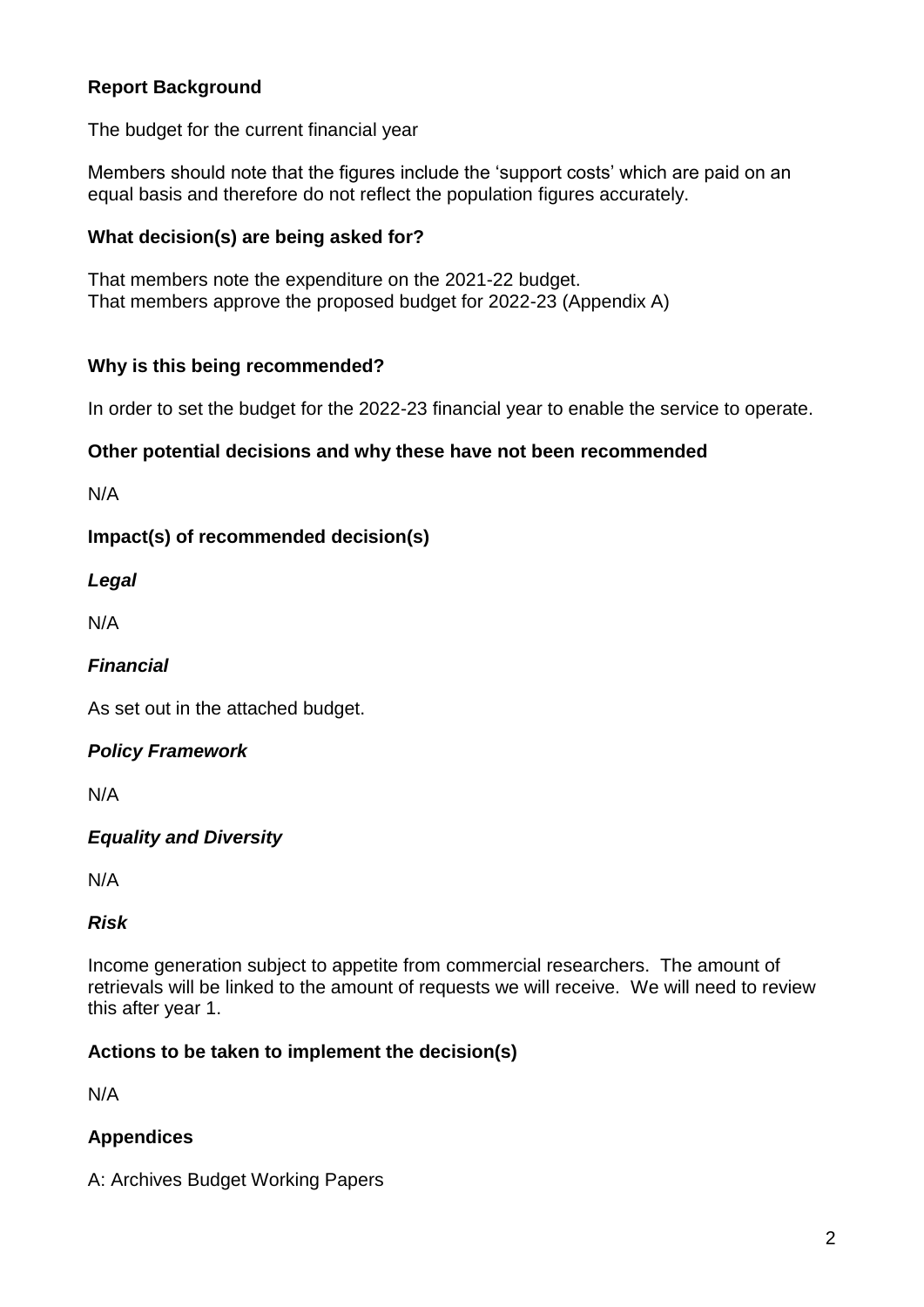**Report Background**

The budget for the current financial year

Members should note that the figures include the 'support costs' which are paid on an equal basis and therefore do not reflect the population figures accurately.

**What decision(s) are being asked for?**

That members note the expenditure on the 2021-22 budget.
That members approve the proposed budget for 2022-23 (Appendix A)

**Why is this being recommended?**

In order to set the budget for the 2022-23 financial year to enable the service to operate.

**Other potential decisions and why these have not been recommended**

N/A

**Impact(s) of recommended decision(s)**

***Legal***

N/A

***Financial***

As set out in the attached budget.

***Policy Framework***

N/A

***Equality and Diversity***

N/A

***Risk***

Income generation subject to appetite from commercial researchers. The amount of retrievals will be linked to the amount of requests we will receive. We will need to review this after year 1.

**Actions to be taken to implement the decision(s)**

N/A

**Appendices**

A: Archives Budget Working Papers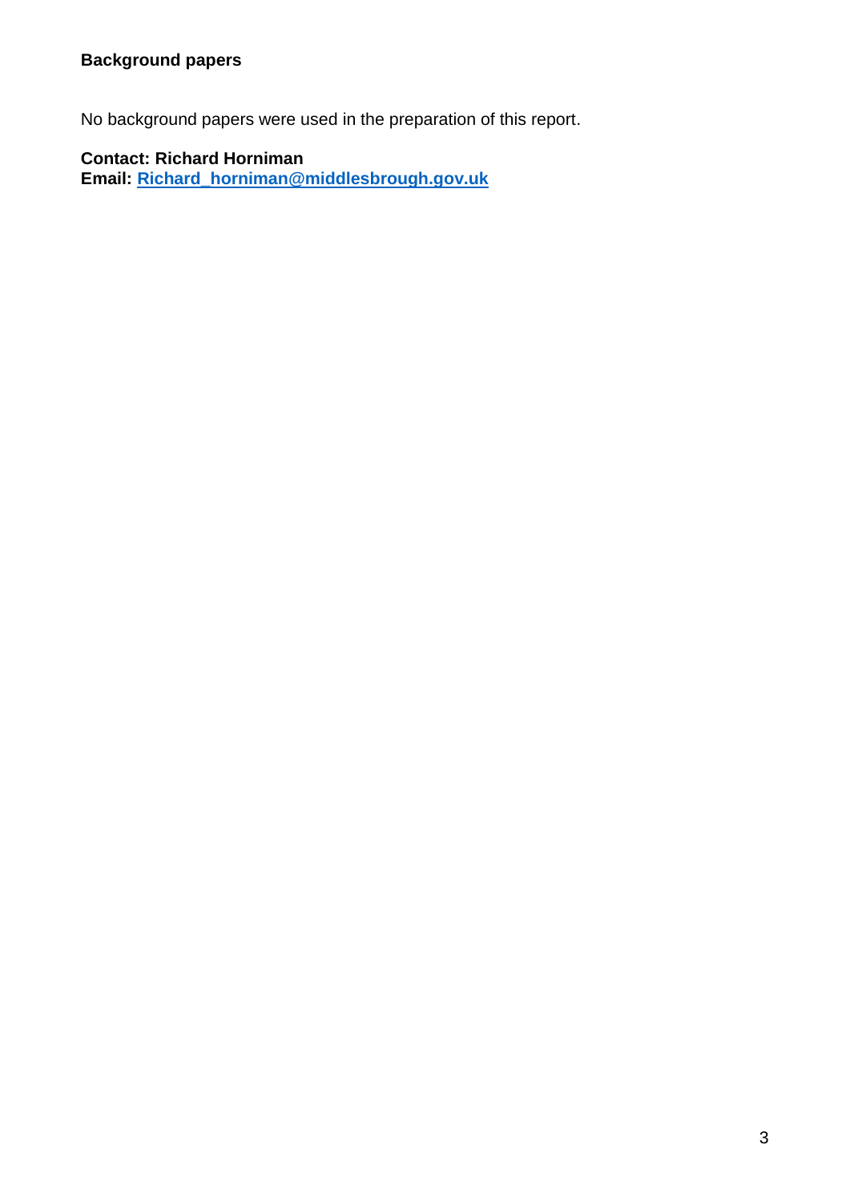**Background papers**

No background papers were used in the preparation of this report.

**Contact: Richard Horniman**
**Email: [Richard_horniman@middlesbrough.gov.uk](mailto:Richard_horniman@middlesbrough.gov.uk)**